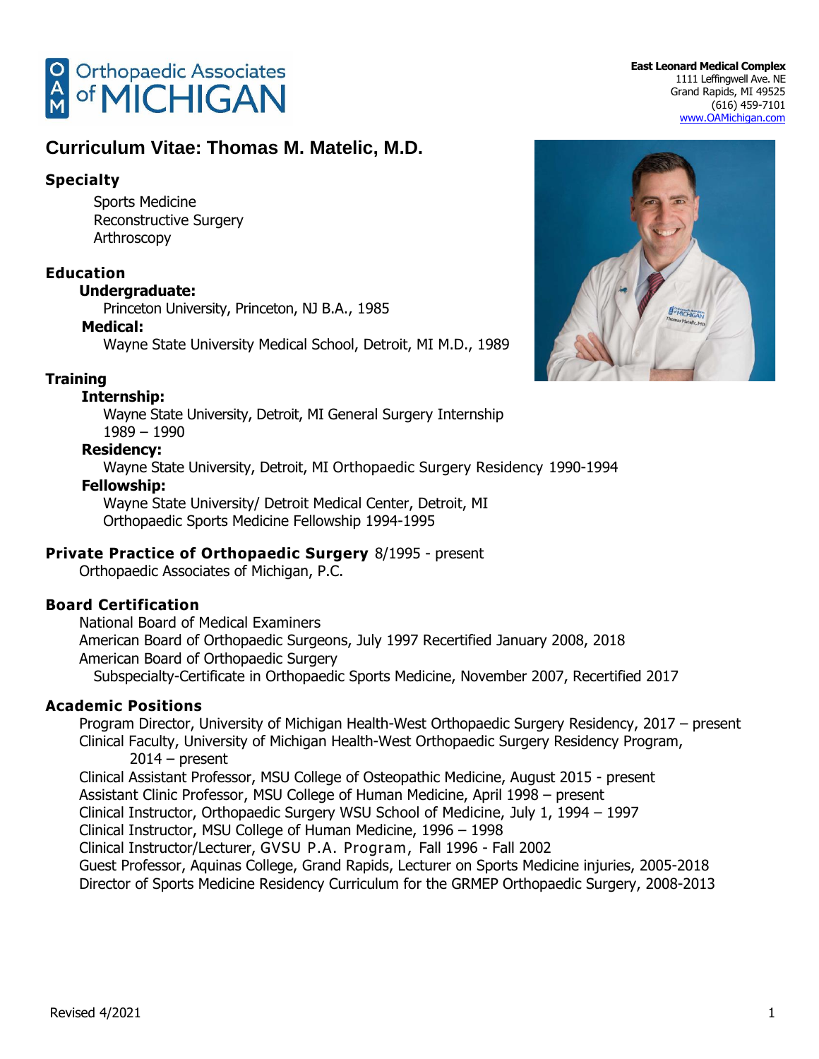Orthopaedic Associates of MICHIGAN

**East Leonard Medical Complex**
1111 Leffingwell Ave. NE
Grand Rapids, MI 49525
(616) 459-7101
www.OAMichigan.com

# Curriculum Vitae: Thomas M. Matelic, M.D.

## Specialty

Sports Medicine
Reconstructive Surgery
Arthroscopy

## Education

**Undergraduate:**
Princeton University, Princeton, NJ B.A., 1985

**Medical:**
Wayne State University Medical School, Detroit, MI M.D., 1989

## Training

**Internship:**
Wayne State University, Detroit, MI General Surgery Internship
1989 – 1990

**Residency:**
Wayne State University, Detroit, MI Orthopaedic Surgery Residency 1990-1994

**Fellowship:**
Wayne State University/ Detroit Medical Center, Detroit, MI
Orthopaedic Sports Medicine Fellowship 1994-1995

## Private Practice of Orthopaedic Surgery 8/1995 - present

Orthopaedic Associates of Michigan, P.C.

## Board Certification

National Board of Medical Examiners
American Board of Orthopaedic Surgeons, July 1997 Recertified January 2008, 2018
American Board of Orthopaedic Surgery
Subspecialty-Certificate in Orthopaedic Sports Medicine, November 2007, Recertified 2017

## Academic Positions

Program Director, University of Michigan Health-West Orthopaedic Surgery Residency, 2017 – present
Clinical Faculty, University of Michigan Health-West Orthopaedic Surgery Residency Program, 2014 – present
Clinical Assistant Professor, MSU College of Osteopathic Medicine, August 2015 - present
Assistant Clinic Professor, MSU College of Human Medicine, April 1998 – present
Clinical Instructor, Orthopaedic Surgery WSU School of Medicine, July 1, 1994 – 1997
Clinical Instructor, MSU College of Human Medicine, 1996 – 1998
Clinical Instructor/Lecturer, GVSU P.A. Program, Fall 1996 - Fall 2002
Guest Professor, Aquinas College, Grand Rapids, Lecturer on Sports Medicine injuries, 2005-2018
Director of Sports Medicine Residency Curriculum for the GRMEP Orthopaedic Surgery, 2008-2013

Revised 4/2021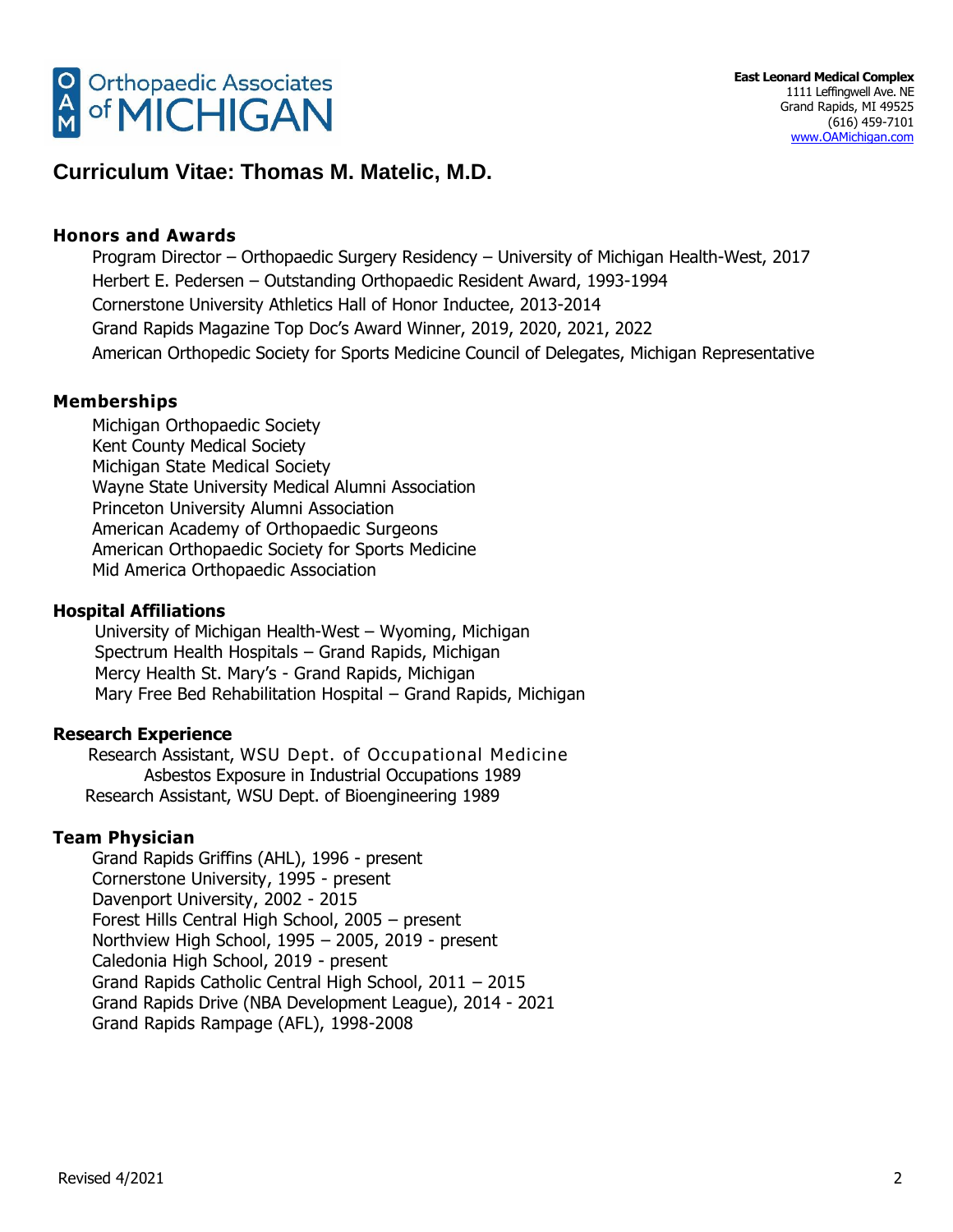# Orthopaedic Associates of MICHIGAN

**East Leonard Medical Complex**
1111 Leffingwell Ave. NE
Grand Rapids, MI 49525
(616) 459-7101
www.OAMichigan.com

## Curriculum Vitae: Thomas M. Matelic, M.D.

### Honors and Awards

Program Director – Orthopaedic Surgery Residency – University of Michigan Health-West, 2017
Herbert E. Pedersen – Outstanding Orthopaedic Resident Award, 1993-1994
Cornerstone University Athletics Hall of Honor Inductee, 2013-2014
Grand Rapids Magazine Top Doc's Award Winner, 2019, 2020, 2021, 2022
American Orthopedic Society for Sports Medicine Council of Delegates, Michigan Representative

### Memberships

Michigan Orthopaedic Society
Kent County Medical Society
Michigan State Medical Society
Wayne State University Medical Alumni Association
Princeton University Alumni Association
American Academy of Orthopaedic Surgeons
American Orthopaedic Society for Sports Medicine
Mid America Orthopaedic Association

### Hospital Affiliations

University of Michigan Health-West – Wyoming, Michigan
Spectrum Health Hospitals – Grand Rapids, Michigan
Mercy Health St. Mary's - Grand Rapids, Michigan
Mary Free Bed Rehabilitation Hospital – Grand Rapids, Michigan

### Research Experience

Research Assistant, WSU Dept. of Occupational Medicine
Asbestos Exposure in Industrial Occupations 1989
Research Assistant, WSU Dept. of Bioengineering 1989

### Team Physician

Grand Rapids Griffins (AHL), 1996 - present
Cornerstone University, 1995 - present
Davenport University, 2002 - 2015
Forest Hills Central High School, 2005 – present
Northview High School, 1995 – 2005, 2019 - present
Caledonia High School, 2019 - present
Grand Rapids Catholic Central High School, 2011 – 2015
Grand Rapids Drive (NBA Development League), 2014 - 2021
Grand Rapids Rampage (AFL), 1998-2008

Revised 4/2021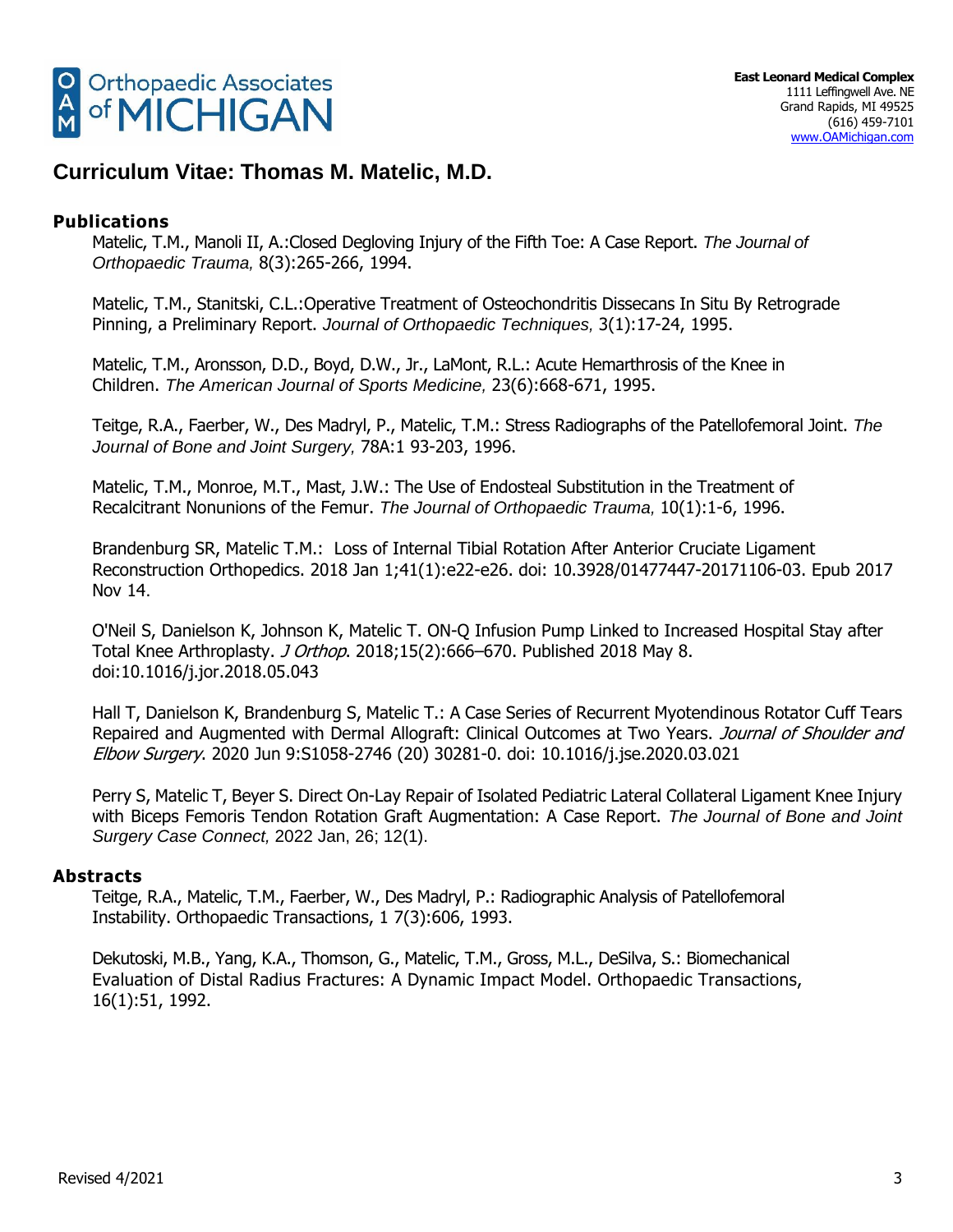## Curriculum Vitae: Thomas M. Matelic, M.D.

### Publications

Matelic, T.M., Manoli II, A.:Closed Degloving Injury of the Fifth Toe: A Case Report. *The Journal of Orthopaedic Trauma,* 8(3):265-266, 1994.

Matelic, T.M., Stanitski, C.L.:Operative Treatment of Osteochondritis Dissecans In Situ By Retrograde Pinning, a Preliminary Report. *Journal of Orthopaedic Techniques,* 3(1):17-24, 1995.

Matelic, T.M., Aronsson, D.D., Boyd, D.W., Jr., LaMont, R.L.: Acute Hemarthrosis of the Knee in Children. *The American Journal of Sports Medicine,* 23(6):668-671, 1995.

Teitge, R.A., Faerber, W., Des Madryl, P., Matelic, T.M.: Stress Radiographs of the Patellofemoral Joint. *The Journal of Bone and Joint Surgery,* 78A:1 93-203, 1996.

Matelic, T.M., Monroe, M.T., Mast, J.W.: The Use of Endosteal Substitution in the Treatment of Recalcitrant Nonunions of the Femur. *The Journal of Orthopaedic Trauma,* 10(1):1-6, 1996.

Brandenburg SR, Matelic T.M.: Loss of Internal Tibial Rotation After Anterior Cruciate Ligament Reconstruction Orthopedics. 2018 Jan 1;41(1):e22-e26. doi: 10.3928/01477447-20171106-03. Epub 2017 Nov 14.

O'Neil S, Danielson K, Johnson K, Matelic T. ON-Q Infusion Pump Linked to Increased Hospital Stay after Total Knee Arthroplasty. *J Orthop*. 2018;15(2):666–670. Published 2018 May 8. doi:10.1016/j.jor.2018.05.043

Hall T, Danielson K, Brandenburg S, Matelic T.: A Case Series of Recurrent Myotendinous Rotator Cuff Tears Repaired and Augmented with Dermal Allograft: Clinical Outcomes at Two Years. *Journal of Shoulder and Elbow Surgery*. 2020 Jun 9:S1058-2746 (20) 30281-0. doi: 10.1016/j.jse.2020.03.021

Perry S, Matelic T, Beyer S. Direct On-Lay Repair of Isolated Pediatric Lateral Collateral Ligament Knee Injury with Biceps Femoris Tendon Rotation Graft Augmentation: A Case Report. *The Journal of Bone and Joint Surgery Case Connect,* 2022 Jan, 26; 12(1).

### Abstracts

Teitge, R.A., Matelic, T.M., Faerber, W., Des Madryl, P.: Radiographic Analysis of Patellofemoral Instability. Orthopaedic Transactions, 1 7(3):606, 1993.

Dekutoski, M.B., Yang, K.A., Thomson, G., Matelic, T.M., Gross, M.L., DeSilva, S.: Biomechanical Evaluation of Distal Radius Fractures: A Dynamic Impact Model. Orthopaedic Transactions, 16(1):51, 1992.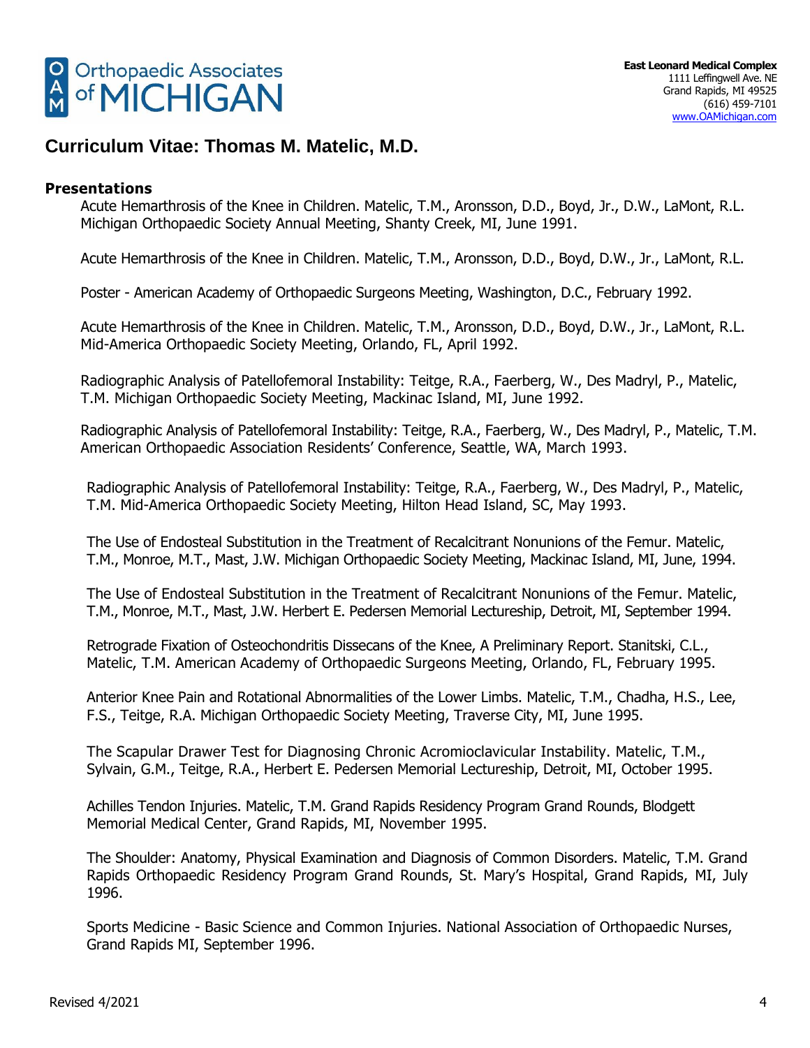## Curriculum Vitae: Thomas M. Matelic, M.D.

### Presentations

Acute Hemarthrosis of the Knee in Children. Matelic, T.M., Aronsson, D.D., Boyd, Jr., D.W., LaMont, R.L. Michigan Orthopaedic Society Annual Meeting, Shanty Creek, MI, June 1991.

Acute Hemarthrosis of the Knee in Children. Matelic, T.M., Aronsson, D.D., Boyd, D.W., Jr., LaMont, R.L.

Poster - American Academy of Orthopaedic Surgeons Meeting, Washington, D.C., February 1992.

Acute Hemarthrosis of the Knee in Children. Matelic, T.M., Aronsson, D.D., Boyd, D.W., Jr., LaMont, R.L. Mid-America Orthopaedic Society Meeting, Orlando, FL, April 1992.

Radiographic Analysis of Patellofemoral Instability: Teitge, R.A., Faerberg, W., Des Madryl, P., Matelic, T.M. Michigan Orthopaedic Society Meeting, Mackinac Island, MI, June 1992.

Radiographic Analysis of Patellofemoral Instability: Teitge, R.A., Faerberg, W., Des Madryl, P., Matelic, T.M. American Orthopaedic Association Residents' Conference, Seattle, WA, March 1993.

Radiographic Analysis of Patellofemoral Instability: Teitge, R.A., Faerberg, W., Des Madryl, P., Matelic, T.M. Mid-America Orthopaedic Society Meeting, Hilton Head Island, SC, May 1993.

The Use of Endosteal Substitution in the Treatment of Recalcitrant Nonunions of the Femur. Matelic, T.M., Monroe, M.T., Mast, J.W. Michigan Orthopaedic Society Meeting, Mackinac Island, MI, June, 1994.

The Use of Endosteal Substitution in the Treatment of Recalcitrant Nonunions of the Femur. Matelic, T.M., Monroe, M.T., Mast, J.W. Herbert E. Pedersen Memorial Lectureship, Detroit, MI, September 1994.

Retrograde Fixation of Osteochondritis Dissecans of the Knee, A Preliminary Report. Stanitski, C.L., Matelic, T.M. American Academy of Orthopaedic Surgeons Meeting, Orlando, FL, February 1995.

Anterior Knee Pain and Rotational Abnormalities of the Lower Limbs. Matelic, T.M., Chadha, H.S., Lee, F.S., Teitge, R.A. Michigan Orthopaedic Society Meeting, Traverse City, MI, June 1995.

The Scapular Drawer Test for Diagnosing Chronic Acromioclavicular Instability. Matelic, T.M., Sylvain, G.M., Teitge, R.A., Herbert E. Pedersen Memorial Lectureship, Detroit, MI, October 1995.

Achilles Tendon Injuries. Matelic, T.M. Grand Rapids Residency Program Grand Rounds, Blodgett Memorial Medical Center, Grand Rapids, MI, November 1995.

The Shoulder: Anatomy, Physical Examination and Diagnosis of Common Disorders. Matelic, T.M. Grand Rapids Orthopaedic Residency Program Grand Rounds, St. Mary's Hospital, Grand Rapids, MI, July 1996.

Sports Medicine - Basic Science and Common Injuries. National Association of Orthopaedic Nurses, Grand Rapids MI, September 1996.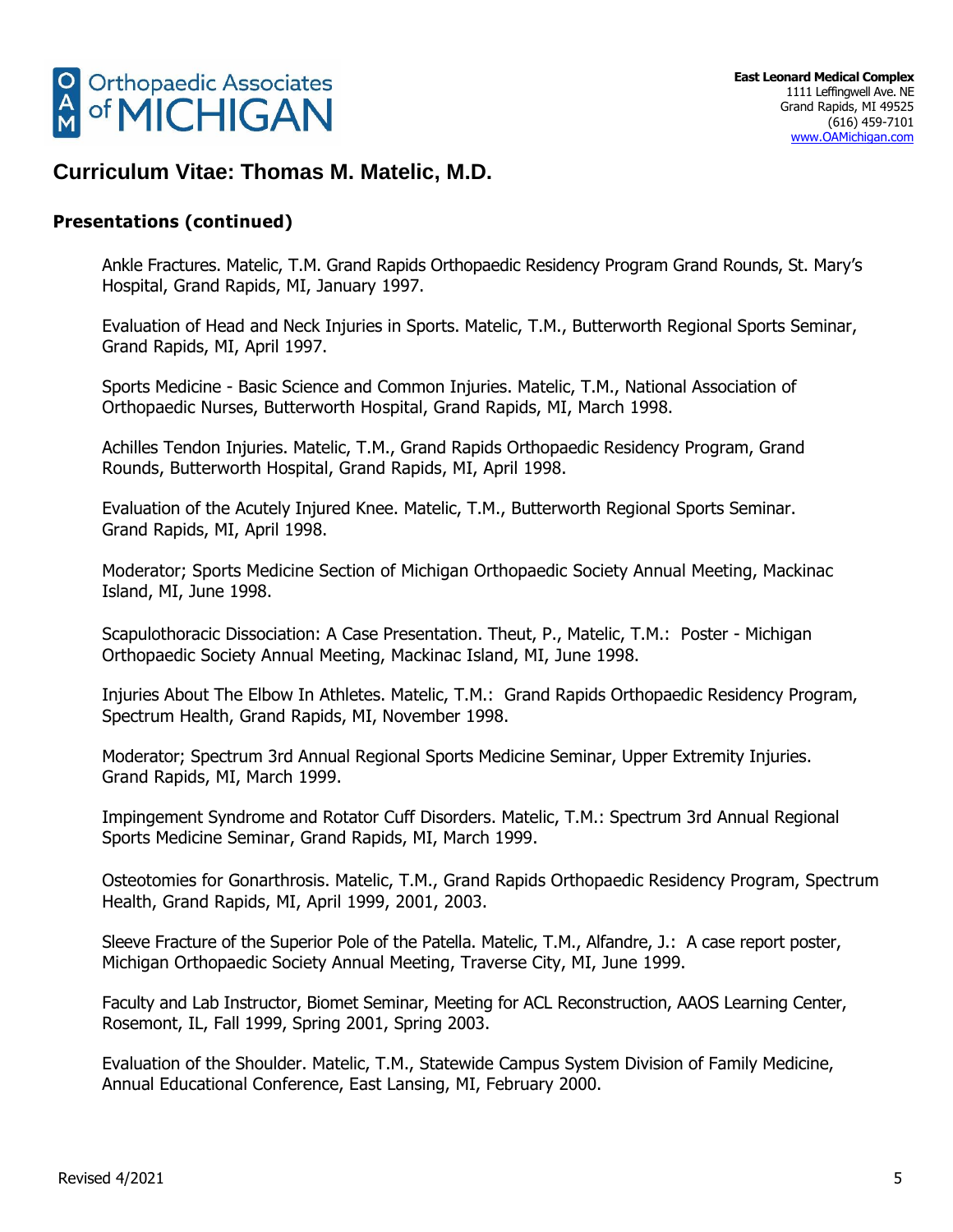## Presentations (continued)

Ankle Fractures. Matelic, T.M. Grand Rapids Orthopaedic Residency Program Grand Rounds, St. Mary's Hospital, Grand Rapids, MI, January 1997.

Evaluation of Head and Neck Injuries in Sports. Matelic, T.M., Butterworth Regional Sports Seminar, Grand Rapids, MI, April 1997.

Sports Medicine - Basic Science and Common Injuries. Matelic, T.M., National Association of Orthopaedic Nurses, Butterworth Hospital, Grand Rapids, MI, March 1998.

Achilles Tendon Injuries. Matelic, T.M., Grand Rapids Orthopaedic Residency Program, Grand Rounds, Butterworth Hospital, Grand Rapids, MI, April 1998.

Evaluation of the Acutely Injured Knee. Matelic, T.M., Butterworth Regional Sports Seminar. Grand Rapids, MI, April 1998.

Moderator; Sports Medicine Section of Michigan Orthopaedic Society Annual Meeting, Mackinac Island, MI, June 1998.

Scapulothoracic Dissociation: A Case Presentation. Theut, P., Matelic, T.M.: Poster - Michigan Orthopaedic Society Annual Meeting, Mackinac Island, MI, June 1998.

Injuries About The Elbow In Athletes. Matelic, T.M.: Grand Rapids Orthopaedic Residency Program, Spectrum Health, Grand Rapids, MI, November 1998.

Moderator; Spectrum 3rd Annual Regional Sports Medicine Seminar, Upper Extremity Injuries. Grand Rapids, MI, March 1999.

Impingement Syndrome and Rotator Cuff Disorders. Matelic, T.M.: Spectrum 3rd Annual Regional Sports Medicine Seminar, Grand Rapids, MI, March 1999.

Osteotomies for Gonarthrosis. Matelic, T.M., Grand Rapids Orthopaedic Residency Program, Spectrum Health, Grand Rapids, MI, April 1999, 2001, 2003.

Sleeve Fracture of the Superior Pole of the Patella. Matelic, T.M., Alfandre, J.: A case report poster, Michigan Orthopaedic Society Annual Meeting, Traverse City, MI, June 1999.

Faculty and Lab Instructor, Biomet Seminar, Meeting for ACL Reconstruction, AAOS Learning Center, Rosemont, IL, Fall 1999, Spring 2001, Spring 2003.

Evaluation of the Shoulder. Matelic, T.M., Statewide Campus System Division of Family Medicine, Annual Educational Conference, East Lansing, MI, February 2000.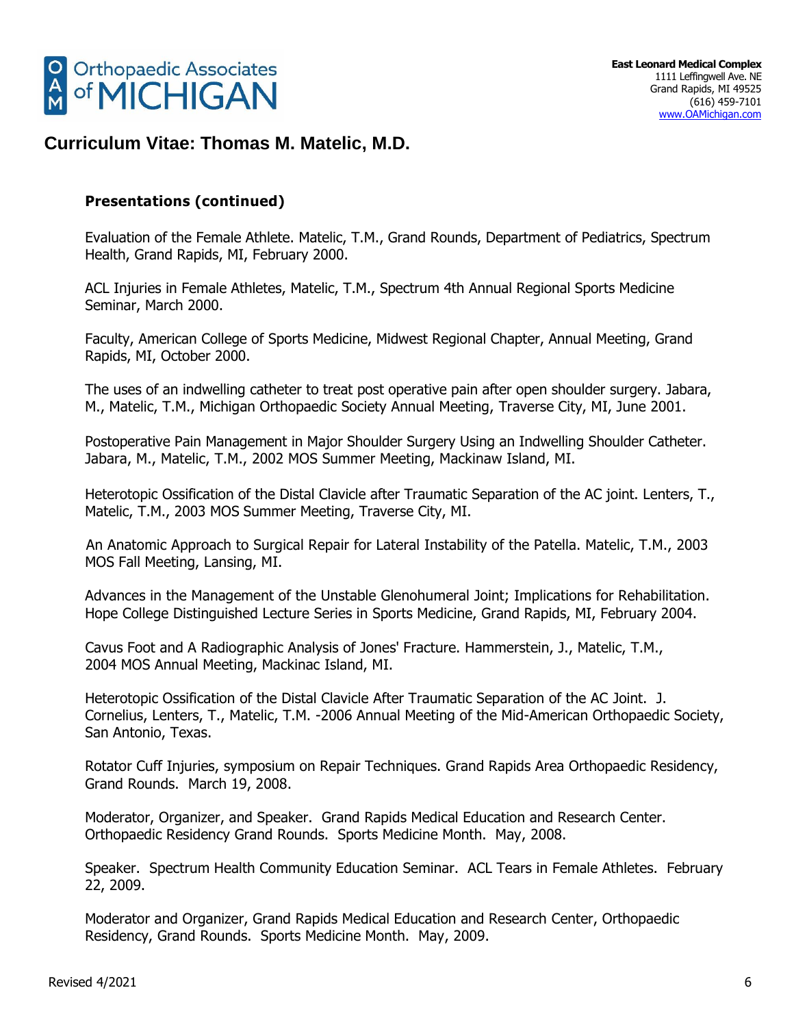### Presentations (continued)

Evaluation of the Female Athlete. Matelic, T.M., Grand Rounds, Department of Pediatrics, Spectrum Health, Grand Rapids, MI, February 2000.

ACL Injuries in Female Athletes, Matelic, T.M., Spectrum 4th Annual Regional Sports Medicine Seminar, March 2000.

Faculty, American College of Sports Medicine, Midwest Regional Chapter, Annual Meeting, Grand Rapids, MI, October 2000.

The uses of an indwelling catheter to treat post operative pain after open shoulder surgery. Jabara, M., Matelic, T.M., Michigan Orthopaedic Society Annual Meeting, Traverse City, MI, June 2001.

Postoperative Pain Management in Major Shoulder Surgery Using an Indwelling Shoulder Catheter. Jabara, M., Matelic, T.M., 2002 MOS Summer Meeting, Mackinaw Island, MI.

Heterotopic Ossification of the Distal Clavicle after Traumatic Separation of the AC joint. Lenters, T., Matelic, T.M., 2003 MOS Summer Meeting, Traverse City, MI.

An Anatomic Approach to Surgical Repair for Lateral Instability of the Patella. Matelic, T.M., 2003 MOS Fall Meeting, Lansing, MI.

Advances in the Management of the Unstable Glenohumeral Joint; Implications for Rehabilitation. Hope College Distinguished Lecture Series in Sports Medicine, Grand Rapids, MI, February 2004.

Cavus Foot and A Radiographic Analysis of Jones' Fracture. Hammerstein, J., Matelic, T.M., 2004 MOS Annual Meeting, Mackinac Island, MI.

Heterotopic Ossification of the Distal Clavicle After Traumatic Separation of the AC Joint. J. Cornelius, Lenters, T., Matelic, T.M. -2006 Annual Meeting of the Mid-American Orthopaedic Society, San Antonio, Texas.

Rotator Cuff Injuries, symposium on Repair Techniques. Grand Rapids Area Orthopaedic Residency, Grand Rounds. March 19, 2008.

Moderator, Organizer, and Speaker. Grand Rapids Medical Education and Research Center. Orthopaedic Residency Grand Rounds. Sports Medicine Month. May, 2008.

Speaker. Spectrum Health Community Education Seminar. ACL Tears in Female Athletes. February 22, 2009.

Moderator and Organizer, Grand Rapids Medical Education and Research Center, Orthopaedic Residency, Grand Rounds. Sports Medicine Month. May, 2009.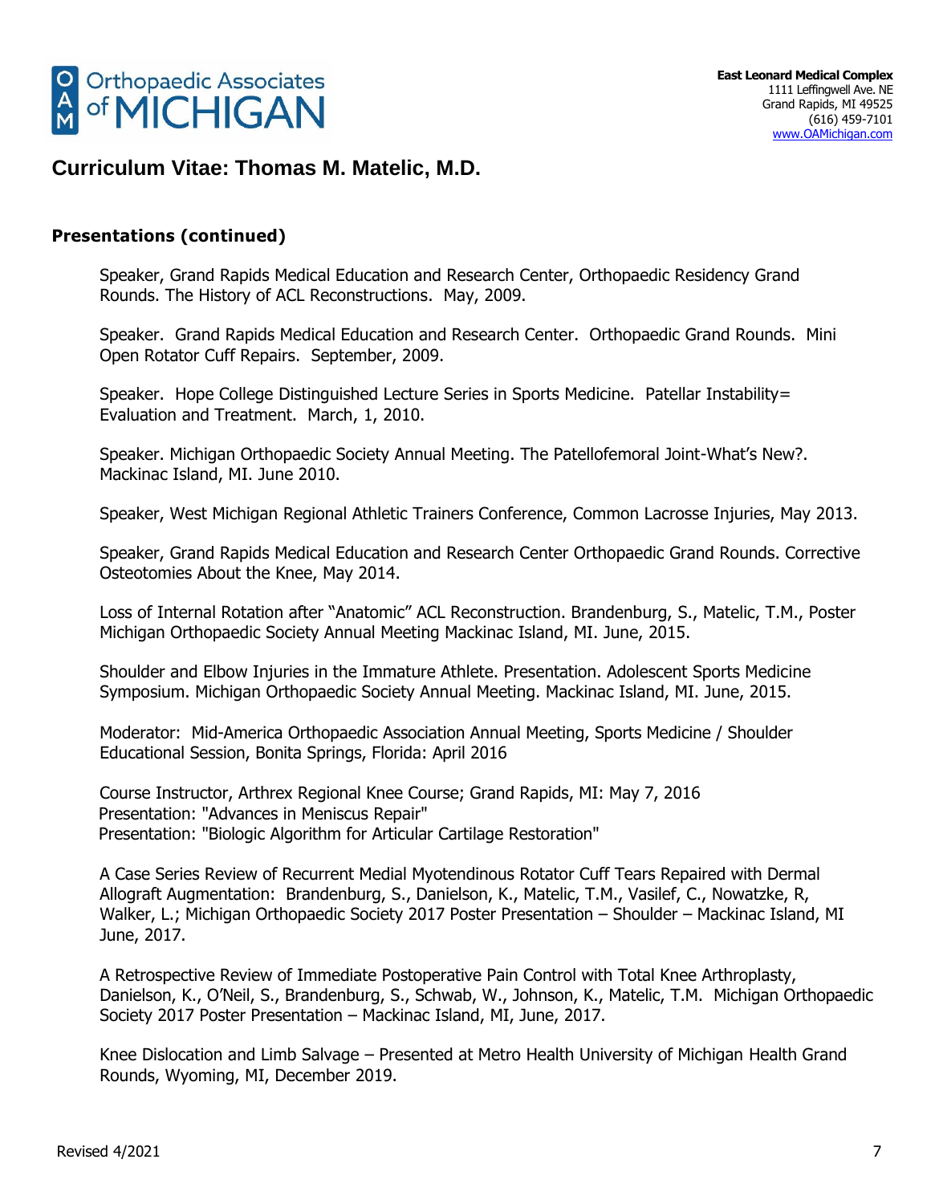# Curriculum Vitae: Thomas M. Matelic, M.D.

## Presentations (continued)

Speaker, Grand Rapids Medical Education and Research Center, Orthopaedic Residency Grand Rounds. The History of ACL Reconstructions. May, 2009.

Speaker. Grand Rapids Medical Education and Research Center. Orthopaedic Grand Rounds. Mini Open Rotator Cuff Repairs. September, 2009.

Speaker. Hope College Distinguished Lecture Series in Sports Medicine. Patellar Instability= Evaluation and Treatment. March, 1, 2010.

Speaker. Michigan Orthopaedic Society Annual Meeting. The Patellofemoral Joint-What's New?. Mackinac Island, MI. June 2010.

Speaker, West Michigan Regional Athletic Trainers Conference, Common Lacrosse Injuries, May 2013.

Speaker, Grand Rapids Medical Education and Research Center Orthopaedic Grand Rounds. Corrective Osteotomies About the Knee, May 2014.

Loss of Internal Rotation after "Anatomic" ACL Reconstruction. Brandenburg, S., Matelic, T.M., Poster Michigan Orthopaedic Society Annual Meeting Mackinac Island, MI. June, 2015.

Shoulder and Elbow Injuries in the Immature Athlete. Presentation. Adolescent Sports Medicine Symposium. Michigan Orthopaedic Society Annual Meeting. Mackinac Island, MI. June, 2015.

Moderator: Mid-America Orthopaedic Association Annual Meeting, Sports Medicine / Shoulder Educational Session, Bonita Springs, Florida: April 2016

Course Instructor, Arthrex Regional Knee Course; Grand Rapids, MI: May 7, 2016
Presentation: "Advances in Meniscus Repair"
Presentation: "Biologic Algorithm for Articular Cartilage Restoration"

A Case Series Review of Recurrent Medial Myotendinous Rotator Cuff Tears Repaired with Dermal Allograft Augmentation: Brandenburg, S., Danielson, K., Matelic, T.M., Vasilef, C., Nowatzke, R, Walker, L.; Michigan Orthopaedic Society 2017 Poster Presentation – Shoulder – Mackinac Island, MI June, 2017.

A Retrospective Review of Immediate Postoperative Pain Control with Total Knee Arthroplasty, Danielson, K., O'Neil, S., Brandenburg, S., Schwab, W., Johnson, K., Matelic, T.M. Michigan Orthopaedic Society 2017 Poster Presentation – Mackinac Island, MI, June, 2017.

Knee Dislocation and Limb Salvage – Presented at Metro Health University of Michigan Health Grand Rounds, Wyoming, MI, December 2019.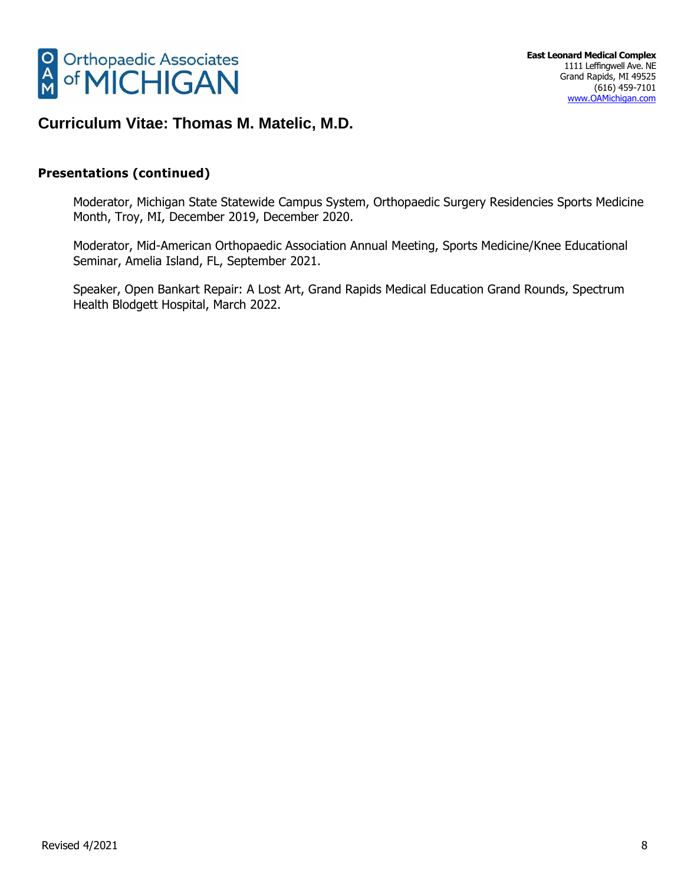## Curriculum Vitae: Thomas M. Matelic, M.D.

### Presentations (continued)

Moderator, Michigan State Statewide Campus System, Orthopaedic Surgery Residencies Sports Medicine Month, Troy, MI, December 2019, December 2020.

Moderator, Mid-American Orthopaedic Association Annual Meeting, Sports Medicine/Knee Educational Seminar, Amelia Island, FL, September 2021.

Speaker, Open Bankart Repair: A Lost Art, Grand Rapids Medical Education Grand Rounds, Spectrum Health Blodgett Hospital, March 2022.